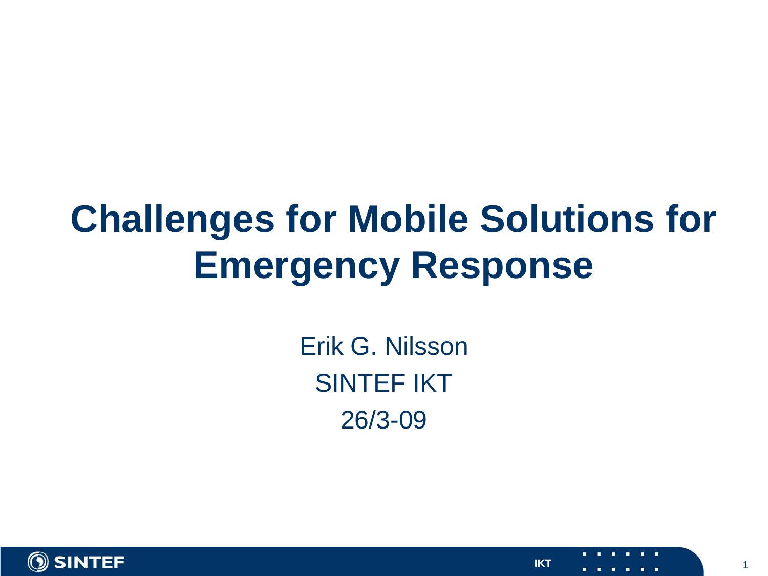# Challenges for Mobile Solutions for Emergency Response

Erik G. Nilsson

SINTEF IKT

26/3-09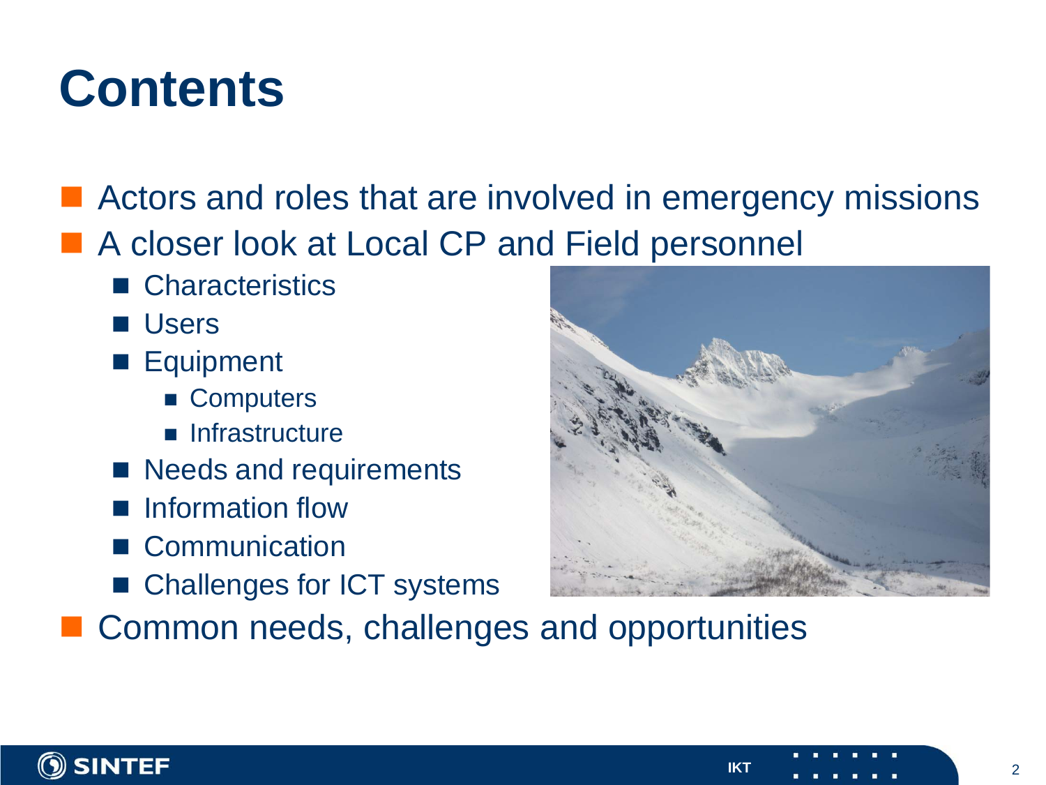# Contents

- Actors and roles that are involved in emergency missions
- A closer look at Local CP and Field personnel
  - Characteristics
  - Users
  - Equipment
    - Computers
    - Infrastructure
  - Needs and requirements
  - Information flow
  - Communication
  - Challenges for ICT systems
- Common needs, challenges and opportunities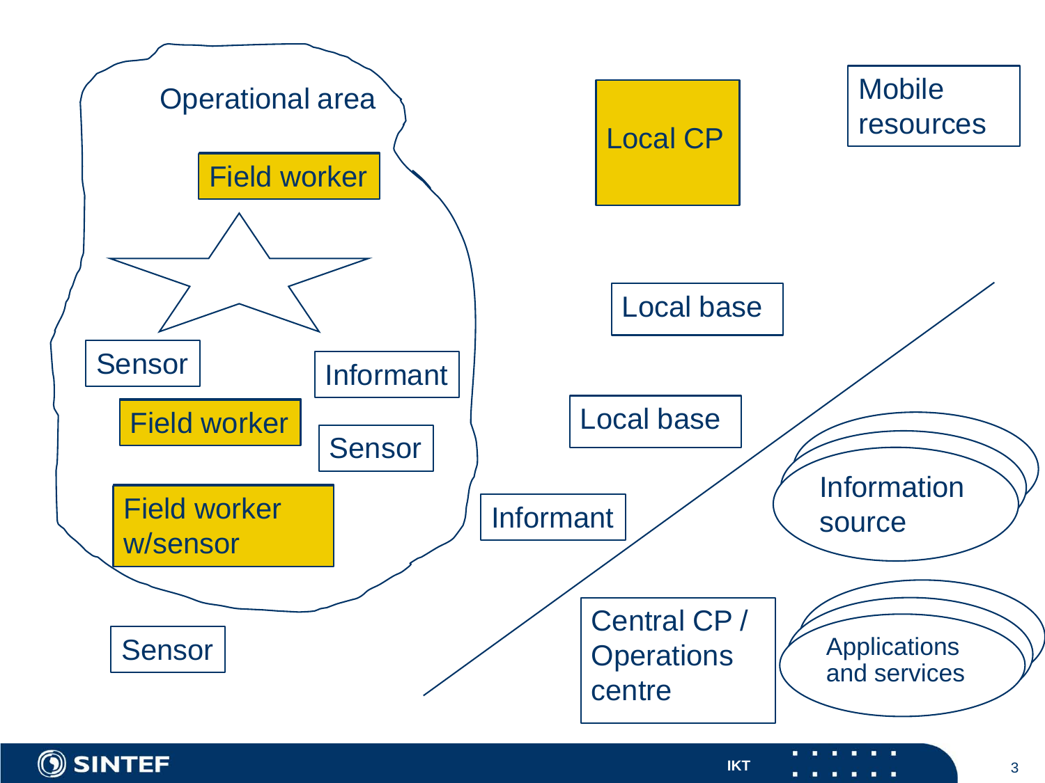Operational area

Field worker

Sensor

Informant

Field worker

Sensor

Field worker w/sensor

Sensor

Local CP

Mobile resources

Local base

Local base

Informant

Information source

Central CP / Operations centre

Applications and services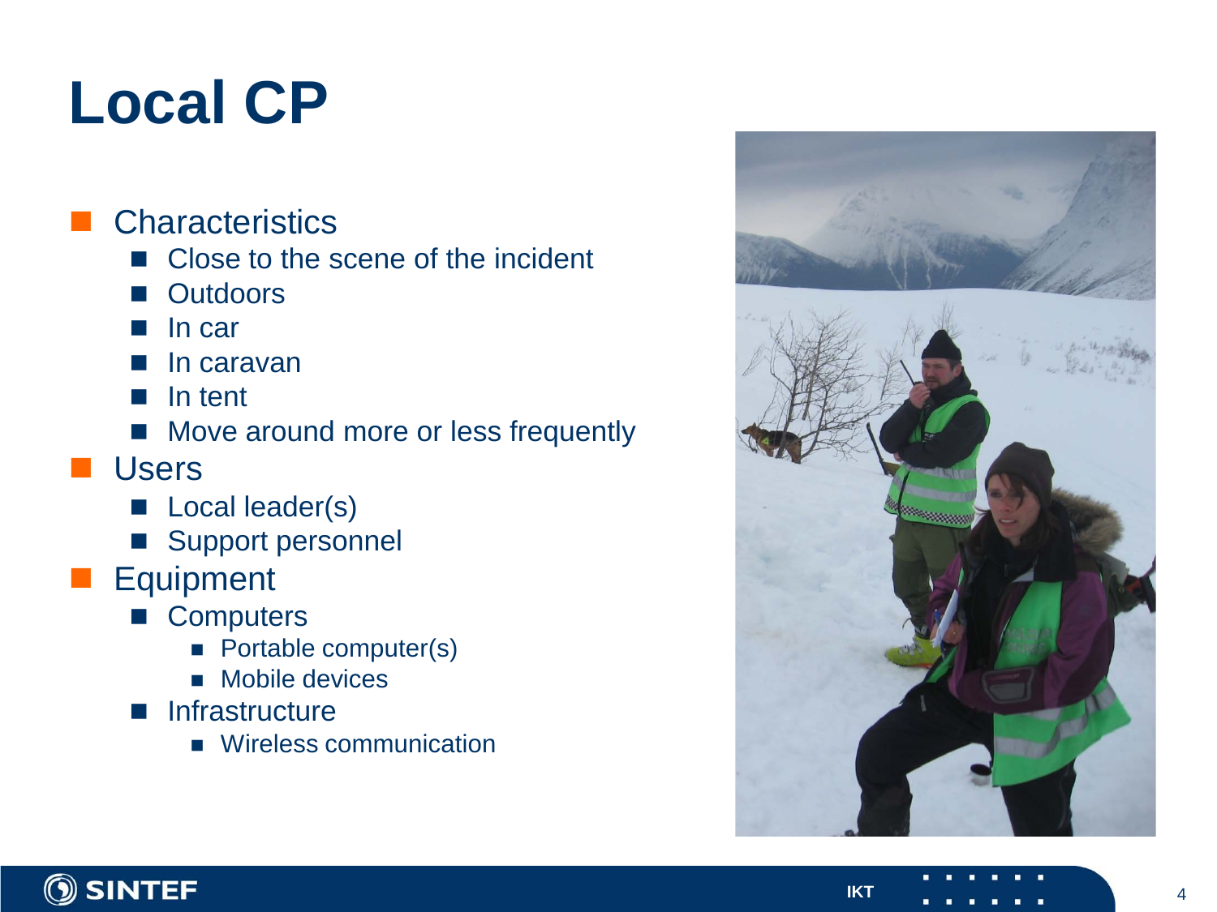# Local CP

- Characteristics
  - Close to the scene of the incident
  - Outdoors
  - In car
  - In caravan
  - In tent
  - Move around more or less frequently
- Users
  - Local leader(s)
  - Support personnel
- Equipment
  - Computers
    - Portable computer(s)
    - Mobile devices
  - Infrastructure
    - Wireless communication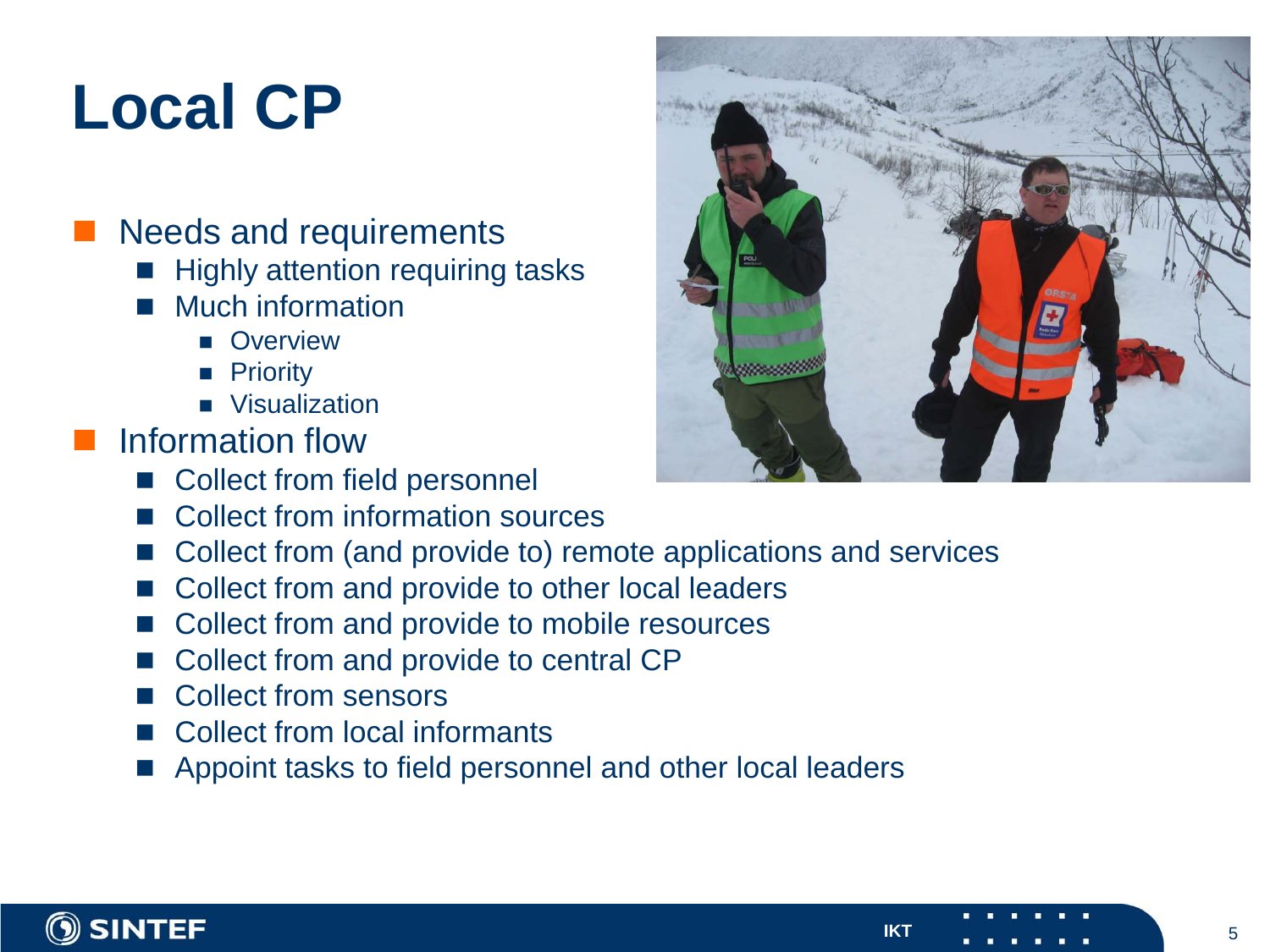# Local CP

- Needs and requirements
  - Highly attention requiring tasks
  - Much information
    - Overview
    - Priority
    - Visualization
- Information flow
  - Collect from field personnel
  - Collect from information sources
  - Collect from (and provide to) remote applications and services
  - Collect from and provide to other local leaders
  - Collect from and provide to mobile resources
  - Collect from and provide to central CP
  - Collect from sensors
  - Collect from local informants
  - Appoint tasks to field personnel and other local leaders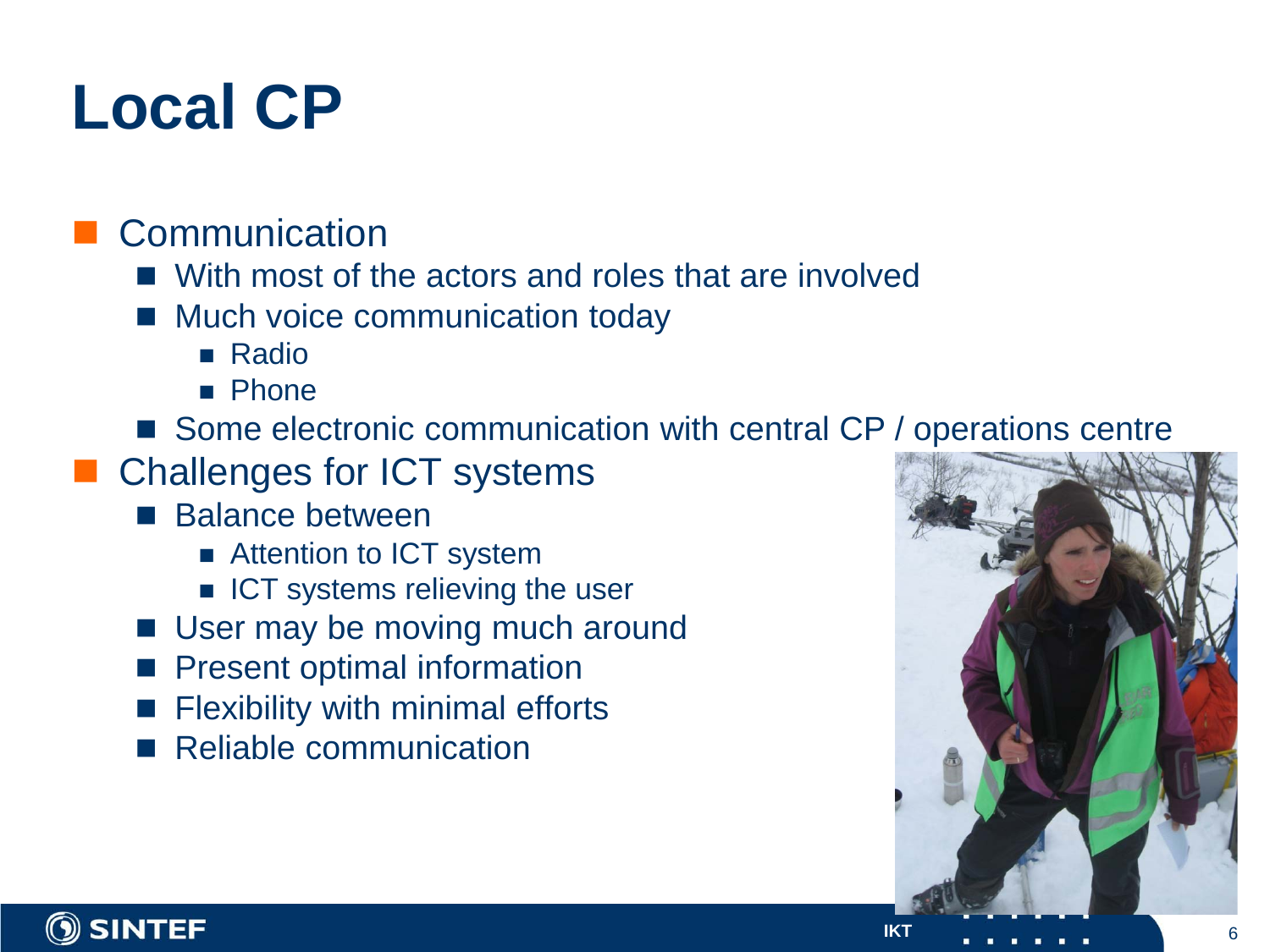# Local CP

- Communication
  - With most of the actors and roles that are involved
  - Much voice communication today
    - Radio
    - Phone
  - Some electronic communication with central CP / operations centre
- Challenges for ICT systems
  - Balance between
    - Attention to ICT system
    - ICT systems relieving the user
  - User may be moving much around
  - Present optimal information
  - Flexibility with minimal efforts
  - Reliable communication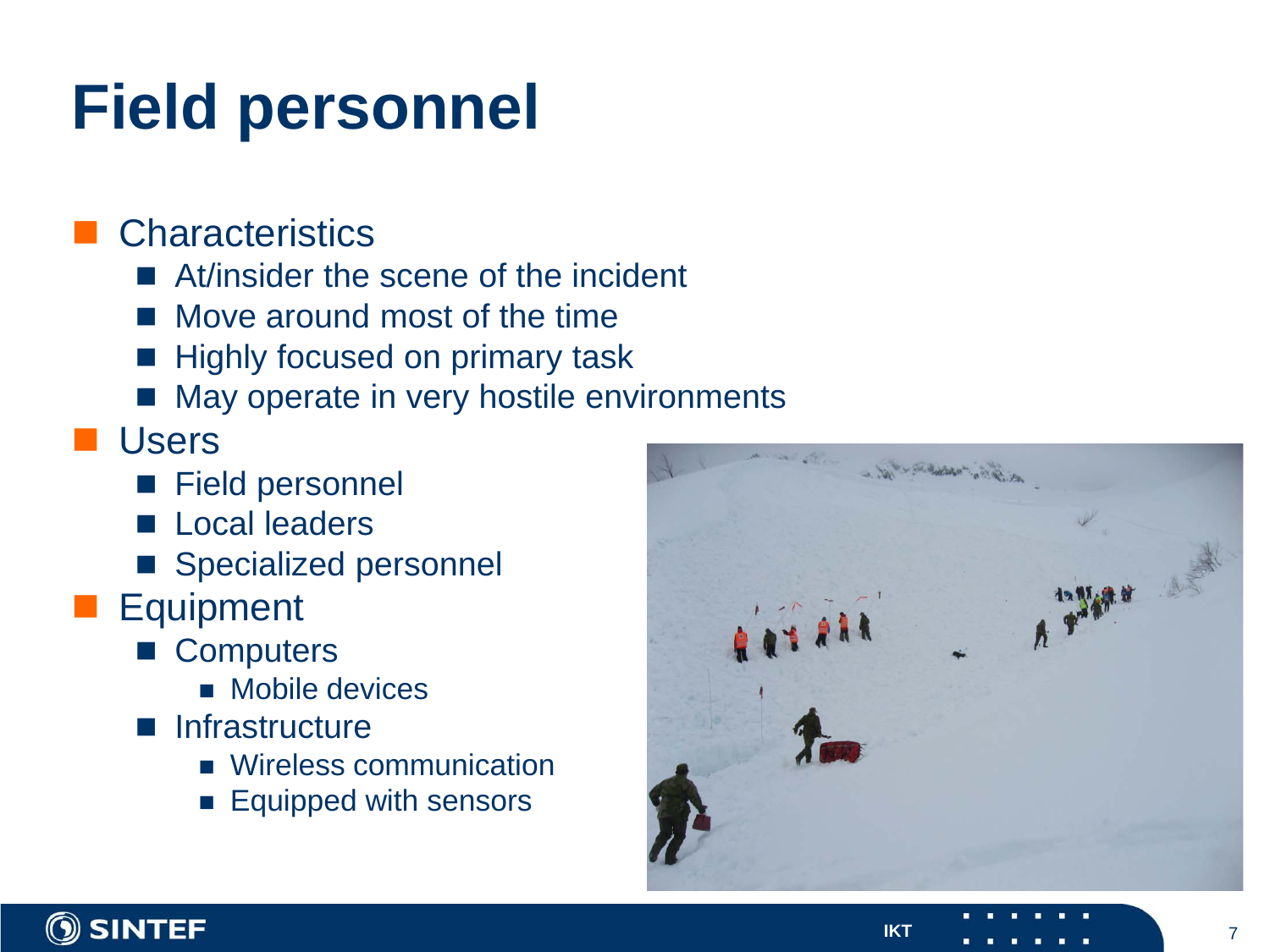# Field personnel

- Characteristics
  - At/insider the scene of the incident
  - Move around most of the time
  - Highly focused on primary task
  - May operate in very hostile environments
- Users
  - Field personnel
  - Local leaders
  - Specialized personnel
- Equipment
  - Computers
    - Mobile devices
  - Infrastructure
    - Wireless communication
    - Equipped with sensors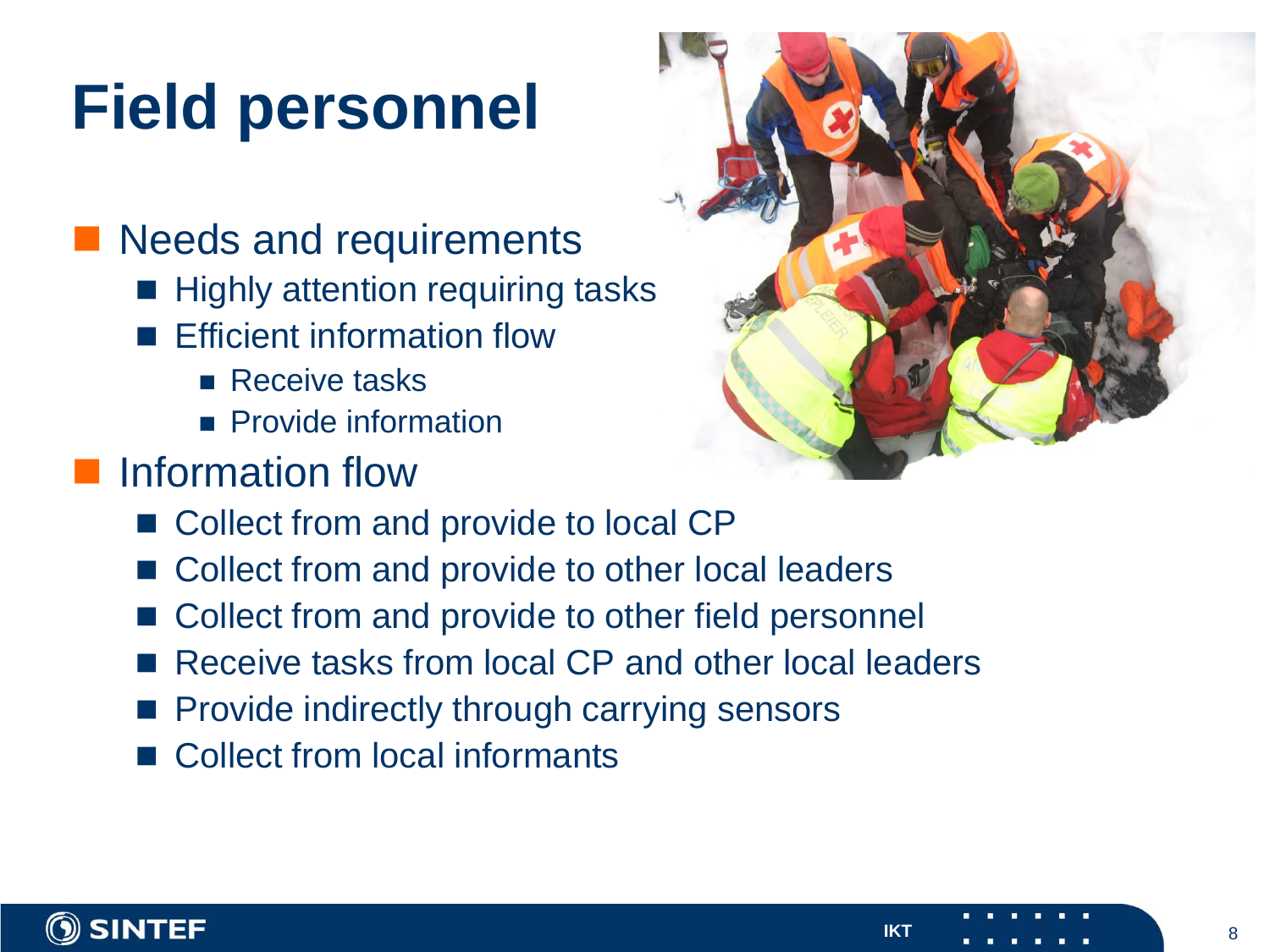# Field personnel

- Needs and requirements
  - Highly attention requiring tasks
  - Efficient information flow
    - Receive tasks
    - Provide information
- Information flow
  - Collect from and provide to local CP
  - Collect from and provide to other local leaders
  - Collect from and provide to other field personnel
  - Receive tasks from local CP and other local leaders
  - Provide indirectly through carrying sensors
  - Collect from local informants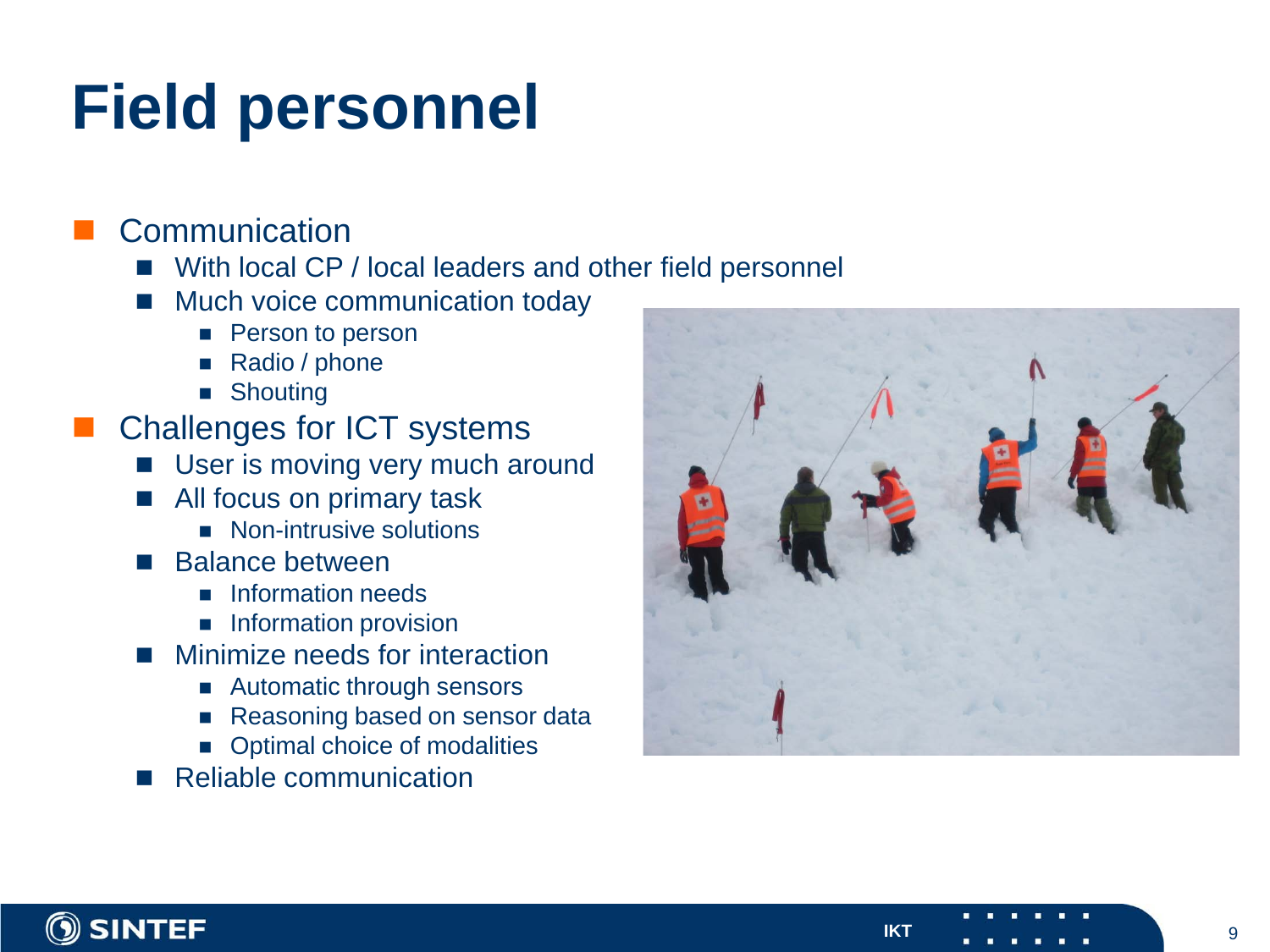# Field personnel

- Communication
  - With local CP / local leaders and other field personnel
  - Much voice communication today
    - Person to person
    - Radio / phone
    - Shouting
- Challenges for ICT systems
  - User is moving very much around
  - All focus on primary task
    - Non-intrusive solutions
  - Balance between
    - Information needs
    - Information provision
  - Minimize needs for interaction
    - Automatic through sensors
    - Reasoning based on sensor data
    - Optimal choice of modalities
  - Reliable communication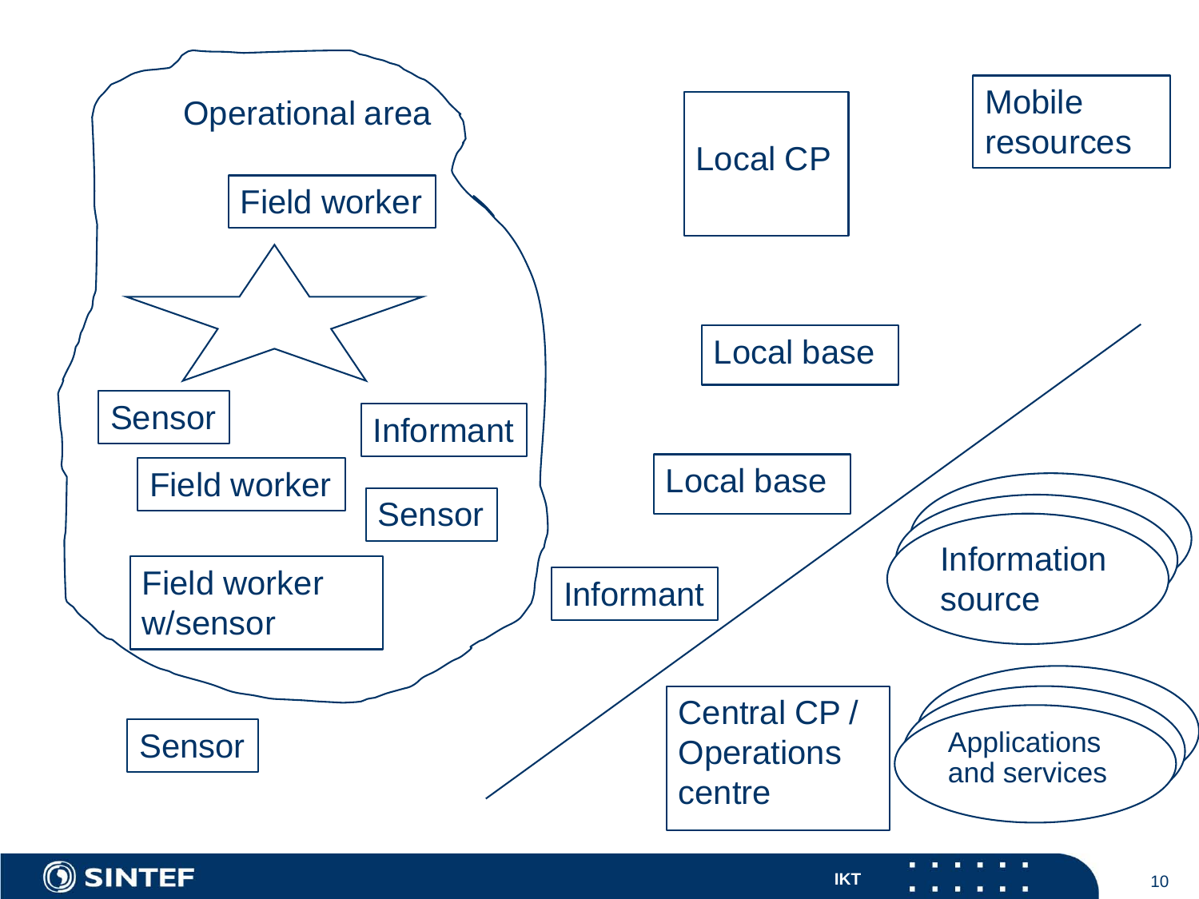Operational area

Field worker

Sensor

Informant

Field worker

Sensor

Field worker w/sensor

Sensor

Local CP

Mobile resources

Local base

Local base

Informant

Information source

Central CP / Operations centre

Applications and services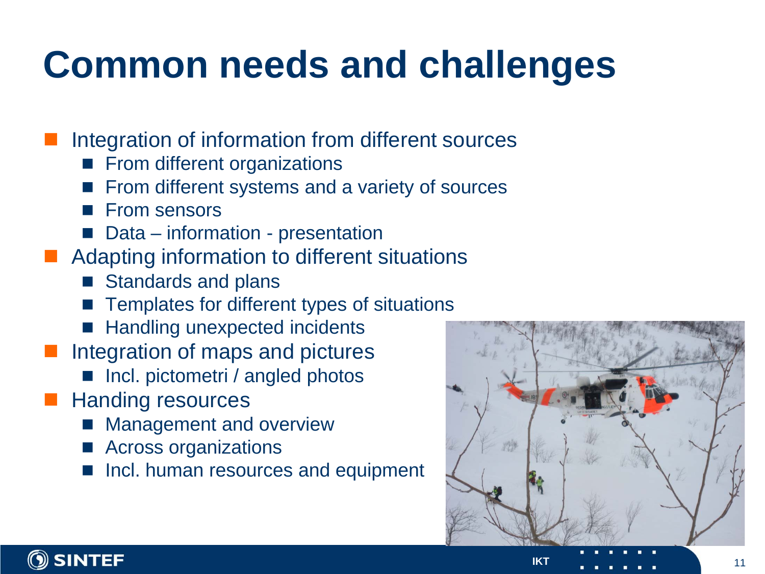# Common needs and challenges

- Integration of information from different sources
  - From different organizations
  - From different systems and a variety of sources
  - From sensors
  - Data – information - presentation
- Adapting information to different situations
  - Standards and plans
  - Templates for different types of situations
  - Handling unexpected incidents
- Integration of maps and pictures
  - Incl. pictometri / angled photos
- Handing resources
  - Management and overview
  - Across organizations
  - Incl. human resources and equipment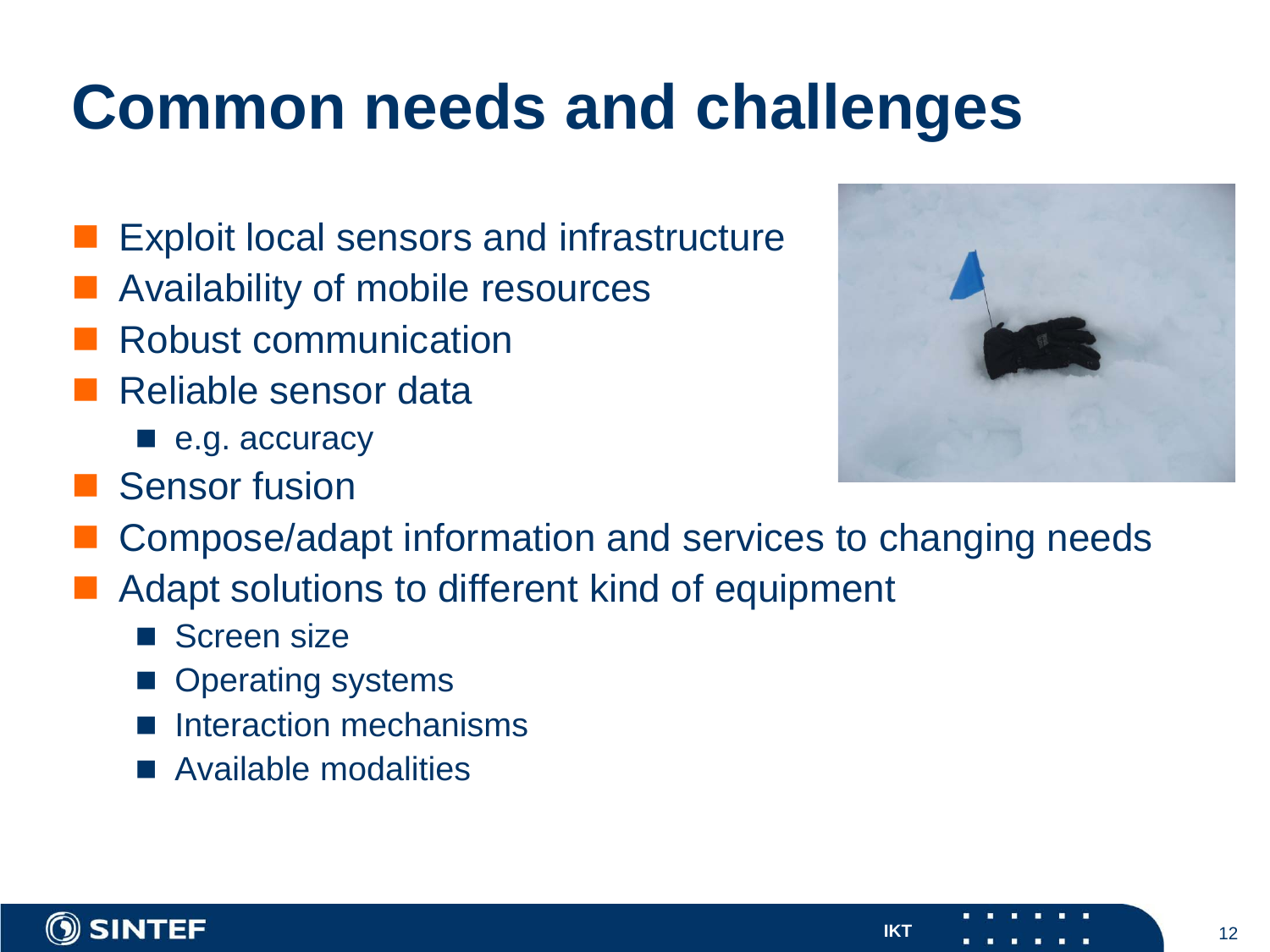# Common needs and challenges

- Exploit local sensors and infrastructure
- Availability of mobile resources
- Robust communication
- Reliable sensor data
  - e.g. accuracy
- Sensor fusion
- Compose/adapt information and services to changing needs
- Adapt solutions to different kind of equipment
  - Screen size
  - Operating systems
  - Interaction mechanisms
  - Available modalities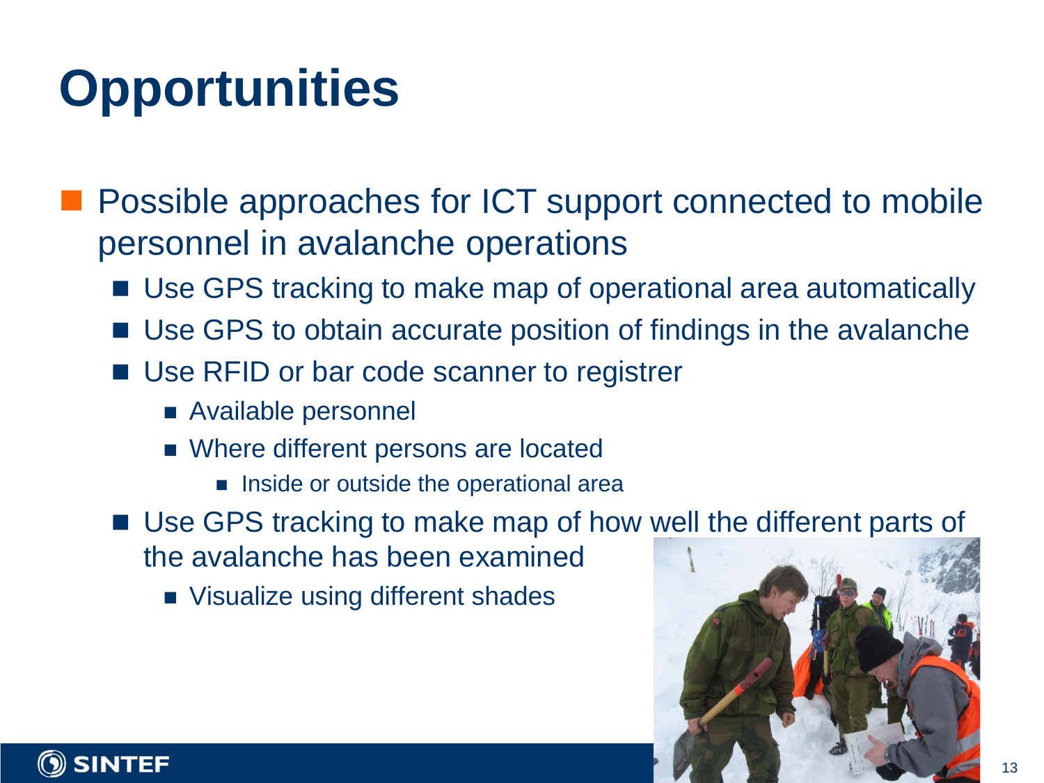# Opportunities

- Possible approaches for ICT support connected to mobile personnel in avalanche operations
  - Use GPS tracking to make map of operational area automatically
  - Use GPS to obtain accurate position of findings in the avalanche
  - Use RFID or bar code scanner to registrer
    - Available personnel
    - Where different persons are located
      - Inside or outside the operational area
  - Use GPS tracking to make map of how well the different parts of the avalanche has been examined
    - Visualize using different shades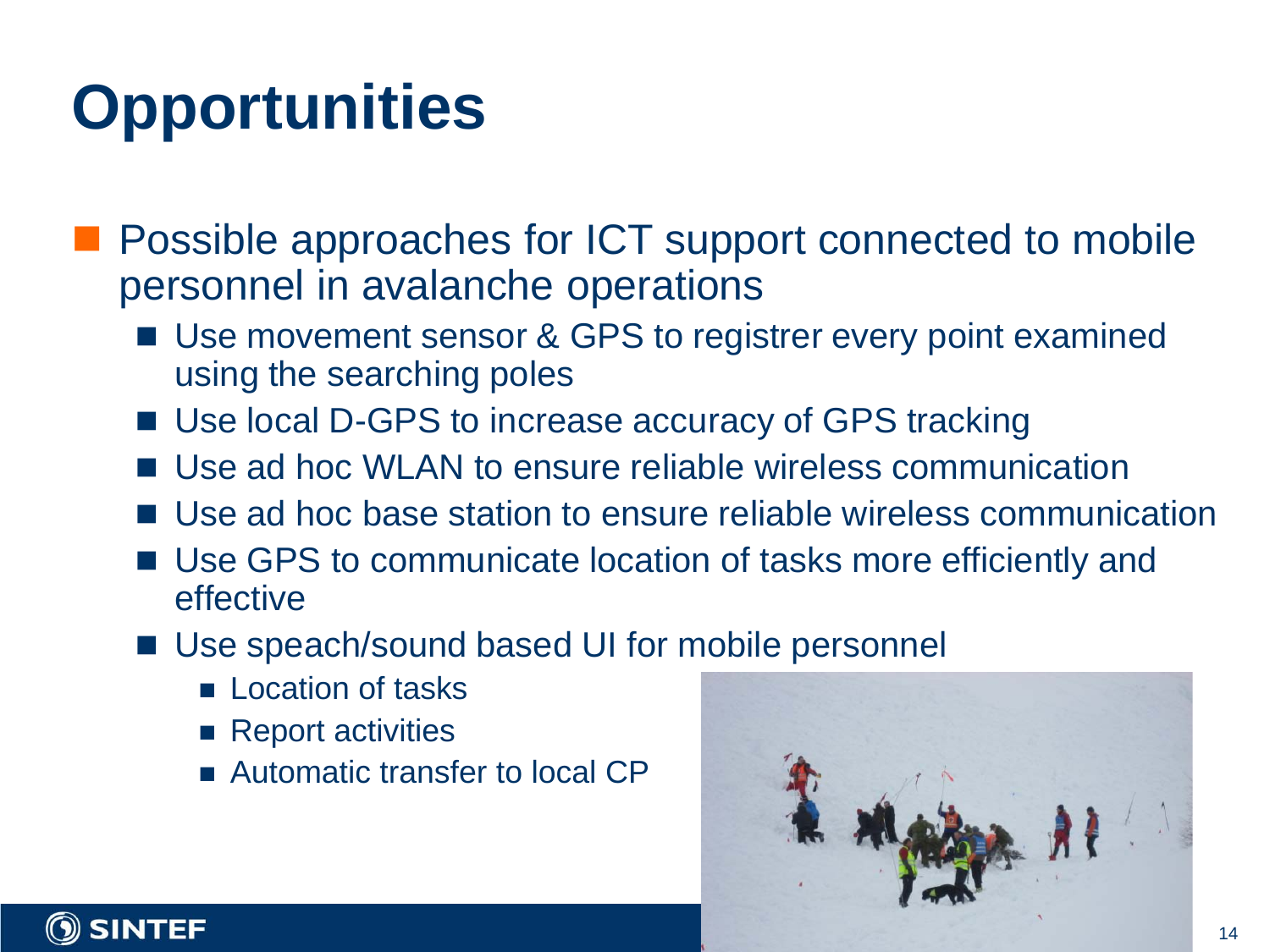# Opportunities

- Possible approaches for ICT support connected to mobile personnel in avalanche operations
  - Use movement sensor & GPS to registrer every point examined using the searching poles
  - Use local D-GPS to increase accuracy of GPS tracking
  - Use ad hoc WLAN to ensure reliable wireless communication
  - Use ad hoc base station to ensure reliable wireless communication
  - Use GPS to communicate location of tasks more efficiently and effective
  - Use speach/sound based UI for mobile personnel
    - Location of tasks
    - Report activities
    - Automatic transfer to local CP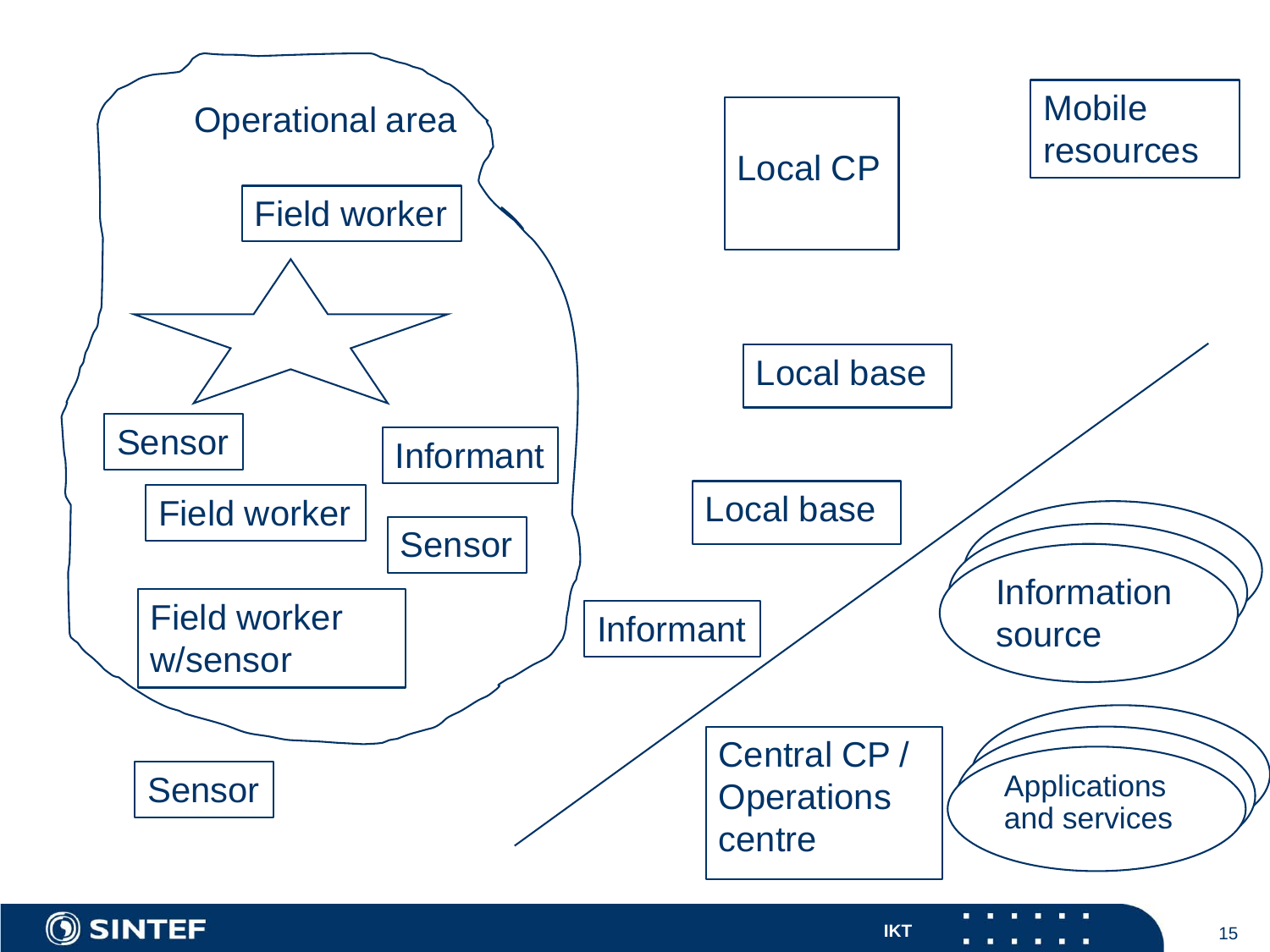Operational area

Field worker

Sensor

Informant

Field worker

Sensor

Field worker w/sensor

Sensor

Local CP

Mobile resources

Local base

Local base

Informant

Information source

Central CP / Operations centre

Applications and services